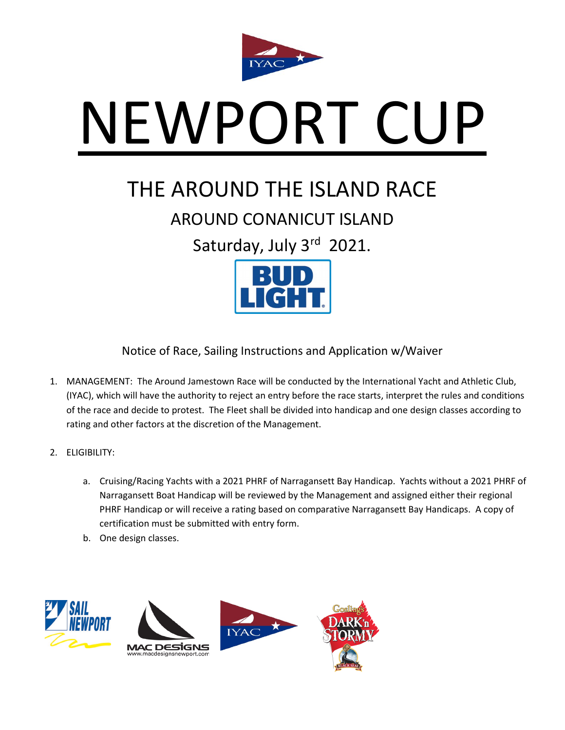# NEWPORT CUP

## THE AROUND THE ISLAND RACE

### AROUND CONANICUT ISLAND

### Saturday, July 3rd 2021.

Notice of Race, Sailing Instructions and Application w/Waiver

1. MANAGEMENT: The Around Jamestown Race will be conducted by the International Yacht and Athletic Club, (IYAC), which will have the authority to reject an entry before the race starts, interpret the rules and conditions of the race and decide to protest. The Fleet shall be divided into handicap and one design classes according to rating and other factors at the discretion of the Management.

2. ELIGIBILITY:

    a. Cruising/Racing Yachts with a 2021 PHRF of Narragansett Bay Handicap. Yachts without a 2021 PHRF of Narragansett Boat Handicap will be reviewed by the Management and assigned either their regional PHRF Handicap or will receive a rating based on comparative Narragansett Bay Handicaps. A copy of certification must be submitted with entry form.
    b. One design classes.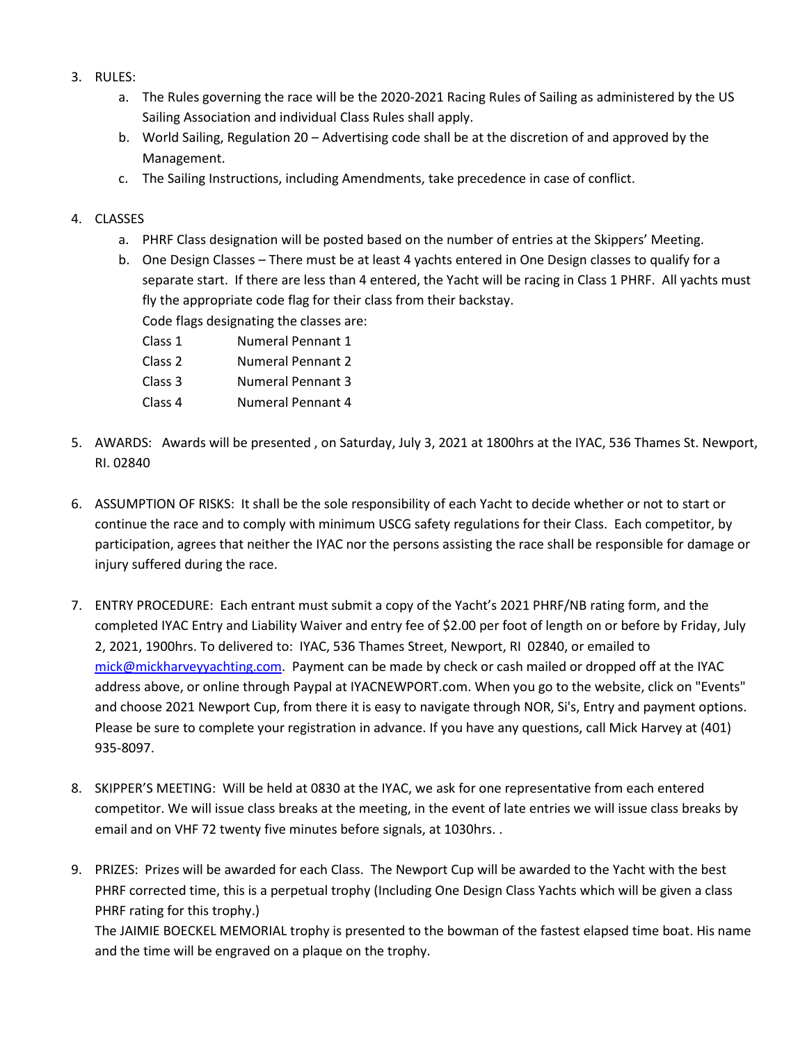3. RULES:
   a. The Rules governing the race will be the 2020-2021 Racing Rules of Sailing as administered by the US Sailing Association and individual Class Rules shall apply.
   b. World Sailing, Regulation 20 – Advertising code shall be at the discretion of and approved by the Management.
   c. The Sailing Instructions, including Amendments, take precedence in case of conflict.

4. CLASSES
   a. PHRF Class designation will be posted based on the number of entries at the Skippers' Meeting.
   b. One Design Classes – There must be at least 4 yachts entered in One Design classes to qualify for a separate start. If there are less than 4 entered, the Yacht will be racing in Class 1 PHRF. All yachts must fly the appropriate code flag for their class from their backstay.

      Code flags designating the classes are:

      | | |
      |---|---|
      | Class 1 | Numeral Pennant 1 |
      | Class 2 | Numeral Pennant 2 |
      | Class 3 | Numeral Pennant 3 |
      | Class 4 | Numeral Pennant 4 |

5. AWARDS: Awards will be presented , on Saturday, July 3, 2021 at 1800hrs at the IYAC, 536 Thames St. Newport, RI. 02840

6. ASSUMPTION OF RISKS: It shall be the sole responsibility of each Yacht to decide whether or not to start or continue the race and to comply with minimum USCG safety regulations for their Class. Each competitor, by participation, agrees that neither the IYAC nor the persons assisting the race shall be responsible for damage or injury suffered during the race.

7. ENTRY PROCEDURE: Each entrant must submit a copy of the Yacht's 2021 PHRF/NB rating form, and the completed IYAC Entry and Liability Waiver and entry fee of $2.00 per foot of length on or before by Friday, July 2, 2021, 1900hrs. To delivered to: IYAC, 536 Thames Street, Newport, RI 02840, or emailed to [mick@mickharveyyachting.com](mailto:mick@mickharveyyachting.com). Payment can be made by check or cash mailed or dropped off at the IYAC address above, or online through Paypal at IYACNEWPORT.com. When you go to the website, click on "Events" and choose 2021 Newport Cup, from there it is easy to navigate through NOR, Si's, Entry and payment options. Please be sure to complete your registration in advance. If you have any questions, call Mick Harvey at (401) 935-8097.

8. SKIPPER'S MEETING: Will be held at 0830 at the IYAC, we ask for one representative from each entered competitor. We will issue class breaks at the meeting, in the event of late entries we will issue class breaks by email and on VHF 72 twenty five minutes before signals, at 1030hrs. .

9. PRIZES: Prizes will be awarded for each Class. The Newport Cup will be awarded to the Yacht with the best PHRF corrected time, this is a perpetual trophy (Including One Design Class Yachts which will be given a class PHRF rating for this trophy.)

   The JAIMIE BOECKEL MEMORIAL trophy is presented to the bowman of the fastest elapsed time boat. His name and the time will be engraved on a plaque on the trophy.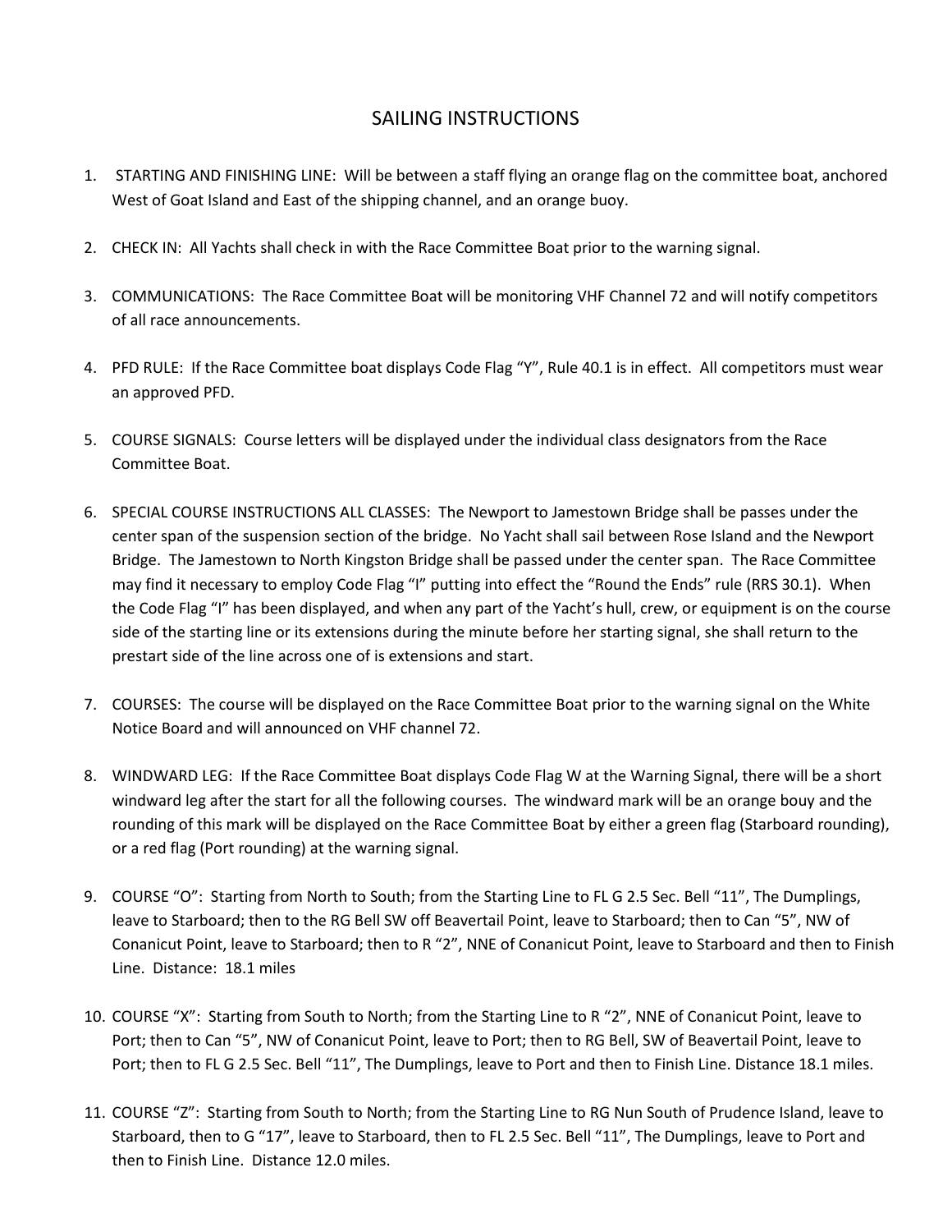# SAILING INSTRUCTIONS

1. STARTING AND FINISHING LINE: Will be between a staff flying an orange flag on the committee boat, anchored West of Goat Island and East of the shipping channel, and an orange buoy.

2. CHECK IN: All Yachts shall check in with the Race Committee Boat prior to the warning signal.

3. COMMUNICATIONS: The Race Committee Boat will be monitoring VHF Channel 72 and will notify competitors of all race announcements.

4. PFD RULE: If the Race Committee boat displays Code Flag "Y", Rule 40.1 is in effect. All competitors must wear an approved PFD.

5. COURSE SIGNALS: Course letters will be displayed under the individual class designators from the Race Committee Boat.

6. SPECIAL COURSE INSTRUCTIONS ALL CLASSES: The Newport to Jamestown Bridge shall be passes under the center span of the suspension section of the bridge. No Yacht shall sail between Rose Island and the Newport Bridge. The Jamestown to North Kingston Bridge shall be passed under the center span. The Race Committee may find it necessary to employ Code Flag "I" putting into effect the "Round the Ends" rule (RRS 30.1). When the Code Flag "I" has been displayed, and when any part of the Yacht's hull, crew, or equipment is on the course side of the starting line or its extensions during the minute before her starting signal, she shall return to the prestart side of the line across one of is extensions and start.

7. COURSES: The course will be displayed on the Race Committee Boat prior to the warning signal on the White Notice Board and will announced on VHF channel 72.

8. WINDWARD LEG: If the Race Committee Boat displays Code Flag W at the Warning Signal, there will be a short windward leg after the start for all the following courses. The windward mark will be an orange bouy and the rounding of this mark will be displayed on the Race Committee Boat by either a green flag (Starboard rounding), or a red flag (Port rounding) at the warning signal.

9. COURSE "O": Starting from North to South; from the Starting Line to FL G 2.5 Sec. Bell "11", The Dumplings, leave to Starboard; then to the RG Bell SW off Beavertail Point, leave to Starboard; then to Can "5", NW of Conanicut Point, leave to Starboard; then to R "2", NNE of Conanicut Point, leave to Starboard and then to Finish Line. Distance: 18.1 miles

10. COURSE "X": Starting from South to North; from the Starting Line to R "2", NNE of Conanicut Point, leave to Port; then to Can "5", NW of Conanicut Point, leave to Port; then to RG Bell, SW of Beavertail Point, leave to Port; then to FL G 2.5 Sec. Bell "11", The Dumplings, leave to Port and then to Finish Line. Distance 18.1 miles.

11. COURSE "Z": Starting from South to North; from the Starting Line to RG Nun South of Prudence Island, leave to Starboard, then to G "17", leave to Starboard, then to FL 2.5 Sec. Bell "11", The Dumplings, leave to Port and then to Finish Line. Distance 12.0 miles.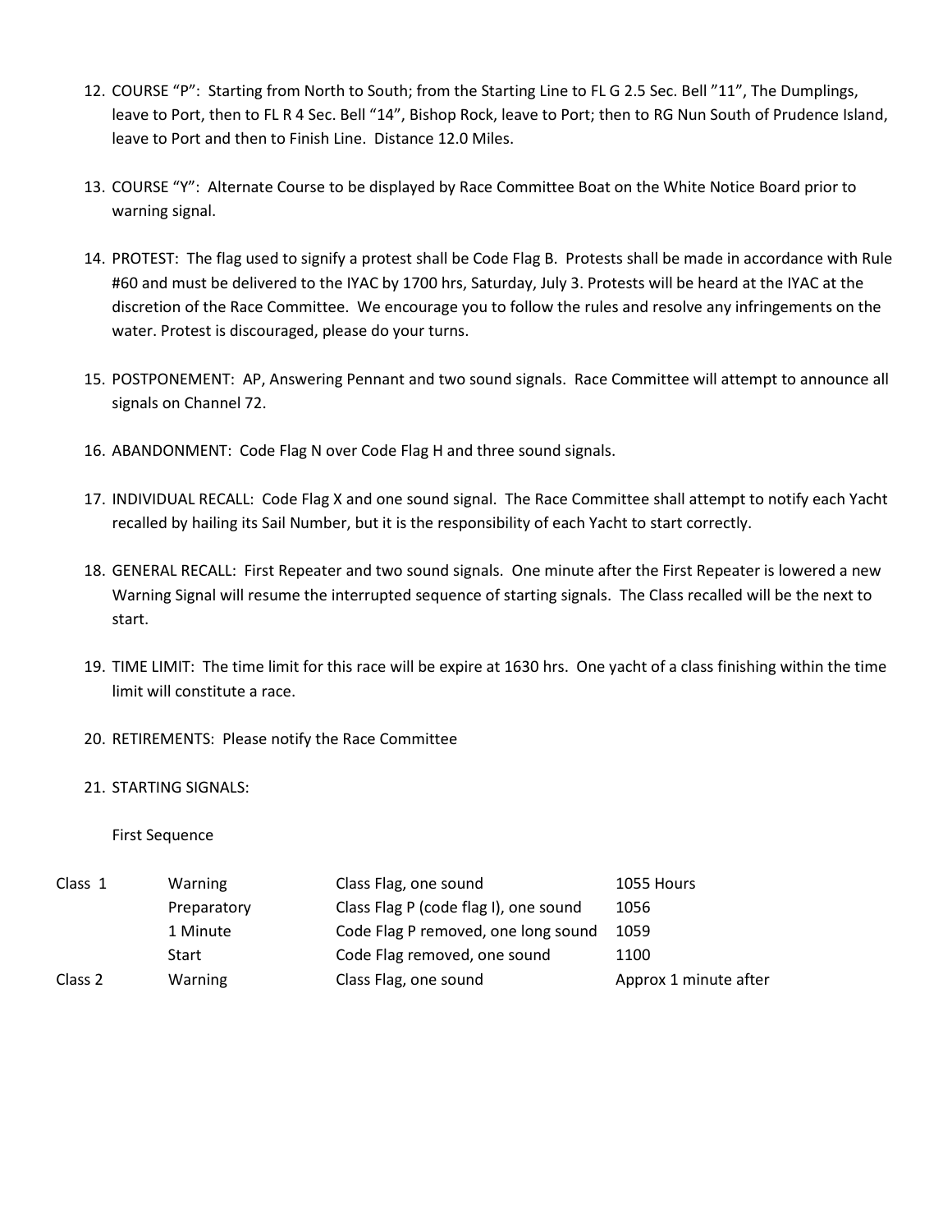12. COURSE “P”: Starting from North to South; from the Starting Line to FL G 2.5 Sec. Bell ”11”, The Dumplings, leave to Port, then to FL R 4 Sec. Bell “14”, Bishop Rock, leave to Port; then to RG Nun South of Prudence Island, leave to Port and then to Finish Line. Distance 12.0 Miles.

13. COURSE “Y”: Alternate Course to be displayed by Race Committee Boat on the White Notice Board prior to warning signal.

14. PROTEST: The flag used to signify a protest shall be Code Flag B. Protests shall be made in accordance with Rule #60 and must be delivered to the IYAC by 1700 hrs, Saturday, July 3. Protests will be heard at the IYAC at the discretion of the Race Committee. We encourage you to follow the rules and resolve any infringements on the water. Protest is discouraged, please do your turns.

15. POSTPONEMENT: AP, Answering Pennant and two sound signals. Race Committee will attempt to announce all signals on Channel 72.

16. ABANDONMENT: Code Flag N over Code Flag H and three sound signals.

17. INDIVIDUAL RECALL: Code Flag X and one sound signal. The Race Committee shall attempt to notify each Yacht recalled by hailing its Sail Number, but it is the responsibility of each Yacht to start correctly.

18. GENERAL RECALL: First Repeater and two sound signals. One minute after the First Repeater is lowered a new Warning Signal will resume the interrupted sequence of starting signals. The Class recalled will be the next to start.

19. TIME LIMIT: The time limit for this race will be expire at 1630 hrs. One yacht of a class finishing within the time limit will constitute a race.

20. RETIREMENTS: Please notify the Race Committee

21. STARTING SIGNALS:

    First Sequence

| | | | |
|---|---|---|---|
| Class 1 | Warning | Class Flag, one sound | 1055 Hours |
| | Preparatory | Class Flag P (code flag I), one sound | 1056 |
| | 1 Minute | Code Flag P removed, one long sound | 1059 |
| | Start | Code Flag removed, one sound | 1100 |
| Class 2 | Warning | Class Flag, one sound | Approx 1 minute after |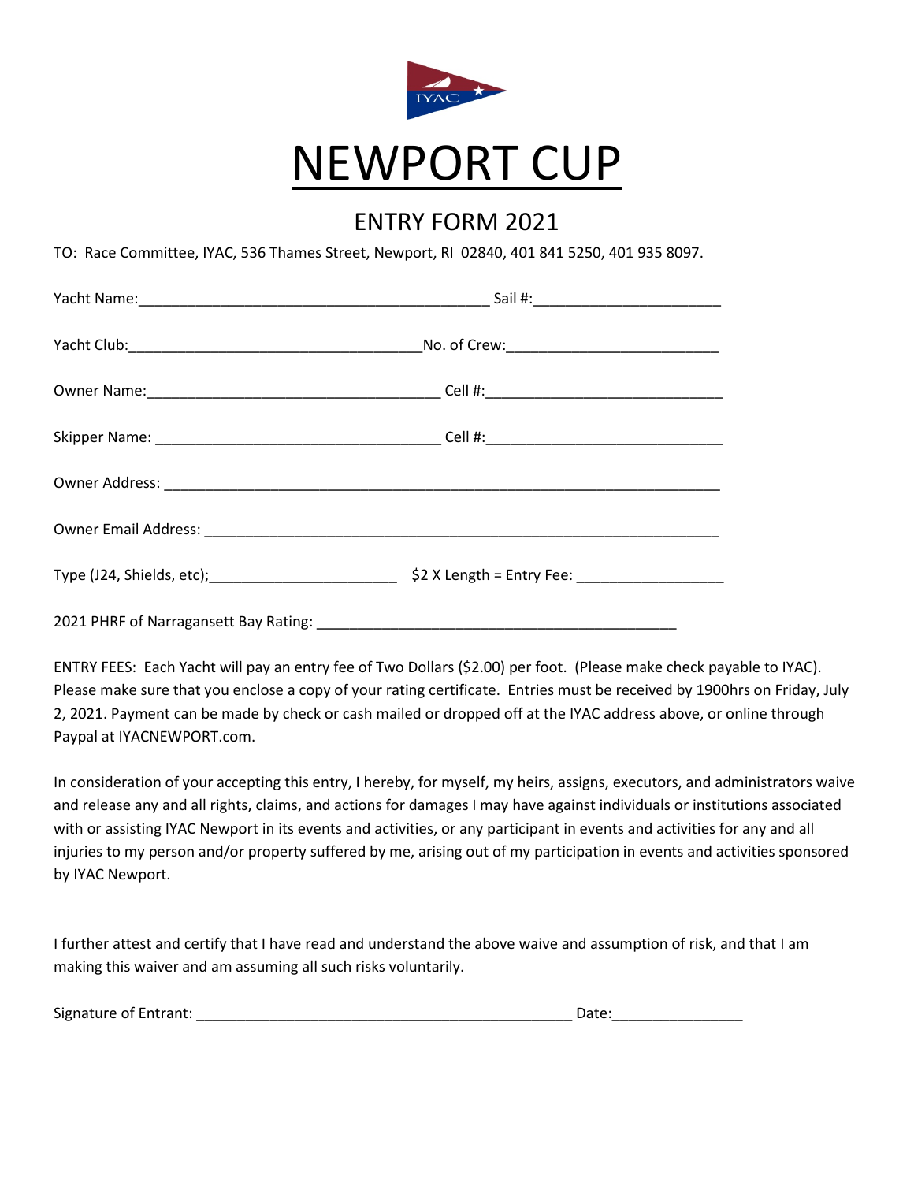# NEWPORT CUP

## ENTRY FORM 2021

TO: Race Committee, IYAC, 536 Thames Street, Newport, RI 02840, 401 841 5250, 401 935 8097.

Yacht Name:_____________________________________________ Sail #:________________________

Yacht Club:_____________________________________No. of Crew:___________________________

Owner Name:_____________________________________ Cell #:______________________________

Skipper Name: ____________________________________ Cell #:______________________________

Owner Address: _____________________________________________________________________

Owner Email Address: _________________________________________________________________

Type (J24, Shields, etc);________________________ $2 X Length = Entry Fee: __________________

2021 PHRF of Narragansett Bay Rating: ___________________________________________

ENTRY FEES: Each Yacht will pay an entry fee of Two Dollars ($2.00) per foot. (Please make check payable to IYAC). Please make sure that you enclose a copy of your rating certificate. Entries must be received by 1900hrs on Friday, July 2, 2021. Payment can be made by check or cash mailed or dropped off at the IYAC address above, or online through Paypal at IYACNEWPORT.com.

In consideration of your accepting this entry, I hereby, for myself, my heirs, assigns, executors, and administrators waive and release any and all rights, claims, and actions for damages I may have against individuals or institutions associated with or assisting IYAC Newport in its events and activities, or any participant in events and activities for any and all injuries to my person and/or property suffered by me, arising out of my participation in events and activities sponsored by IYAC Newport.

I further attest and certify that I have read and understand the above waive and assumption of risk, and that I am making this waiver and am assuming all such risks voluntarily.

Signature of Entrant: ______________________________________________ Date:________________